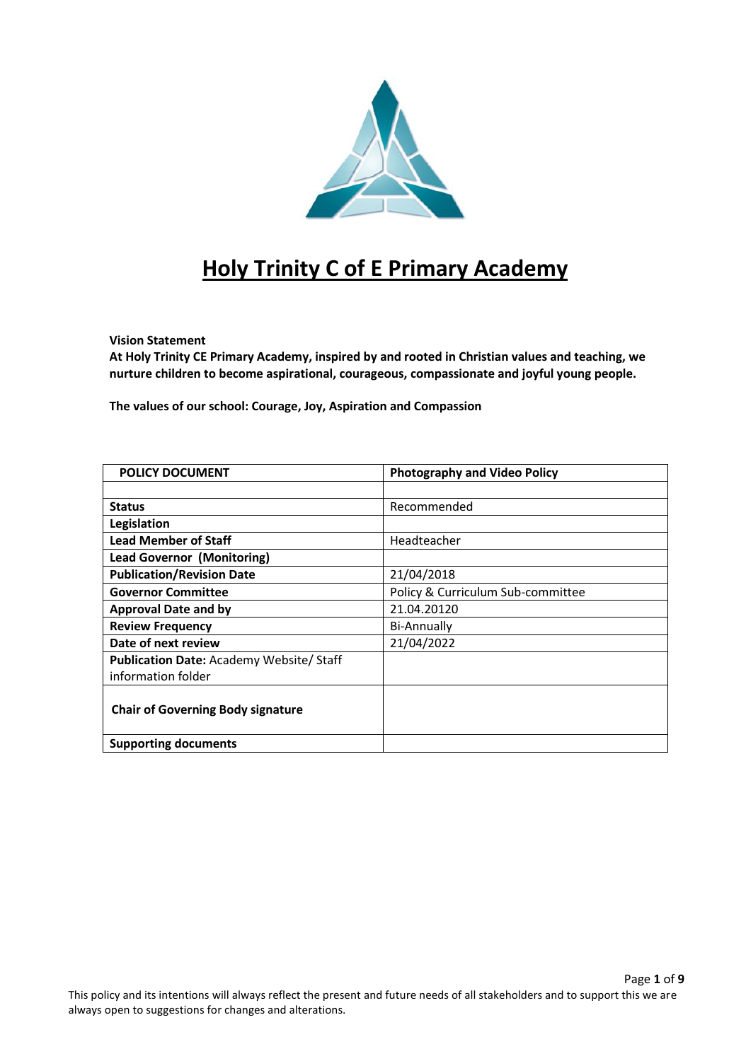# Holy Trinity C of E Primary Academy

**Vision Statement**
**At Holy Trinity CE Primary Academy, inspired by and rooted in Christian values and teaching, we nurture children to become aspirational, courageous, compassionate and joyful young people.**

**The values of our school: Courage, Joy, Aspiration and Compassion**

| POLICY DOCUMENT | Photography and Video Policy |
|---|---|
| | |
| **Status** | Recommended |
| **Legislation** | |
| **Lead Member of Staff** | Headteacher |
| **Lead Governor (Monitoring)** | |
| **Publication/Revision Date** | 21/04/2018 |
| **Governor Committee** | Policy & Curriculum Sub-committee |
| **Approval Date and by** | 21.04.20120 |
| **Review Frequency** | Bi-Annually |
| **Date of next review** | 21/04/2022 |
| **Publication Date:** Academy Website/ Staff information folder | |
| **Chair of Governing Body signature** | |
| **Supporting documents** | |

This policy and its intentions will always reflect the present and future needs of all stakeholders and to support this we are always open to suggestions for changes and alterations.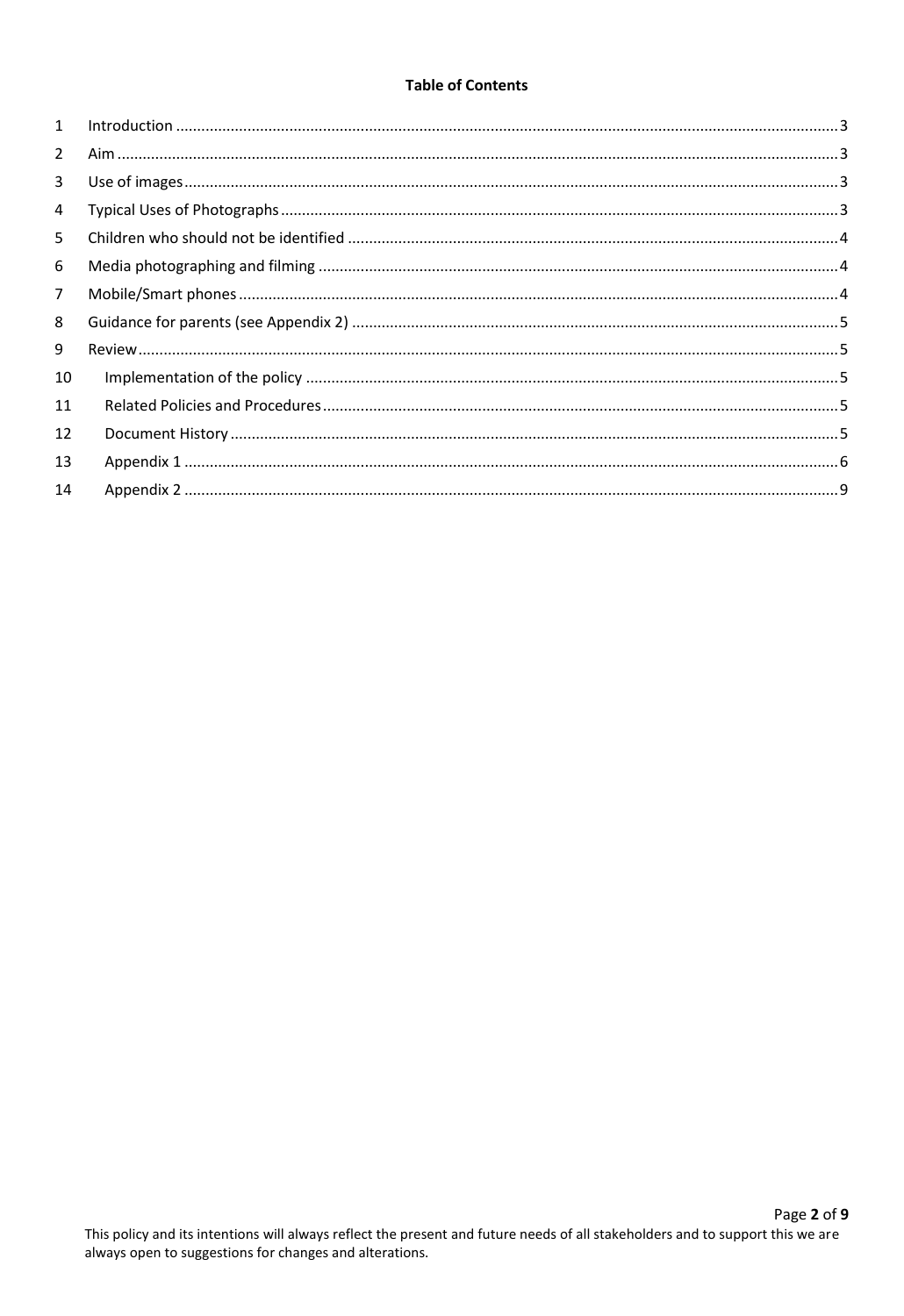**Table of Contents**

1 Introduction .......... 3
2 Aim .......... 3
3 Use of images .......... 3
4 Typical Uses of Photographs .......... 3
5 Children who should not be identified .......... 4
6 Media photographing and filming .......... 4
7 Mobile/Smart phones .......... 4
8 Guidance for parents (see Appendix 2) .......... 5
9 Review .......... 5
10 Implementation of the policy .......... 5
11 Related Policies and Procedures .......... 5
12 Document History .......... 5
13 Appendix 1 .......... 6
14 Appendix 2 .......... 9

This policy and its intentions will always reflect the present and future needs of all stakeholders and to support this we are always open to suggestions for changes and alterations.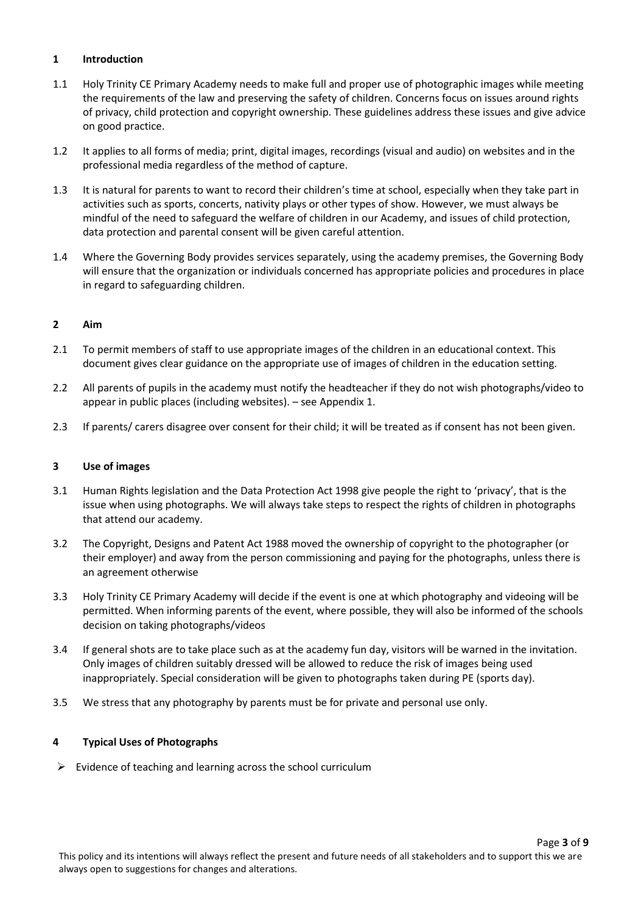## 1 Introduction

1.1 Holy Trinity CE Primary Academy needs to make full and proper use of photographic images while meeting the requirements of the law and preserving the safety of children. Concerns focus on issues around rights of privacy, child protection and copyright ownership. These guidelines address these issues and give advice on good practice.

1.2 It applies to all forms of media; print, digital images, recordings (visual and audio) on websites and in the professional media regardless of the method of capture.

1.3 It is natural for parents to want to record their children's time at school, especially when they take part in activities such as sports, concerts, nativity plays or other types of show. However, we must always be mindful of the need to safeguard the welfare of children in our Academy, and issues of child protection, data protection and parental consent will be given careful attention.

1.4 Where the Governing Body provides services separately, using the academy premises, the Governing Body will ensure that the organization or individuals concerned has appropriate policies and procedures in place in regard to safeguarding children.

## 2 Aim

2.1 To permit members of staff to use appropriate images of the children in an educational context. This document gives clear guidance on the appropriate use of images of children in the education setting.

2.2 All parents of pupils in the academy must notify the headteacher if they do not wish photographs/video to appear in public places (including websites). – see Appendix 1.

2.3 If parents/ carers disagree over consent for their child; it will be treated as if consent has not been given.

## 3 Use of images

3.1 Human Rights legislation and the Data Protection Act 1998 give people the right to 'privacy', that is the issue when using photographs. We will always take steps to respect the rights of children in photographs that attend our academy.

3.2 The Copyright, Designs and Patent Act 1988 moved the ownership of copyright to the photographer (or their employer) and away from the person commissioning and paying for the photographs, unless there is an agreement otherwise

3.3 Holy Trinity CE Primary Academy will decide if the event is one at which photography and videoing will be permitted. When informing parents of the event, where possible, they will also be informed of the schools decision on taking photographs/videos

3.4 If general shots are to take place such as at the academy fun day, visitors will be warned in the invitation. Only images of children suitably dressed will be allowed to reduce the risk of images being used inappropriately. Special consideration will be given to photographs taken during PE (sports day).

3.5 We stress that any photography by parents must be for private and personal use only.

## 4 Typical Uses of Photographs

- Evidence of teaching and learning across the school curriculum

This policy and its intentions will always reflect the present and future needs of all stakeholders and to support this we are always open to suggestions for changes and alterations.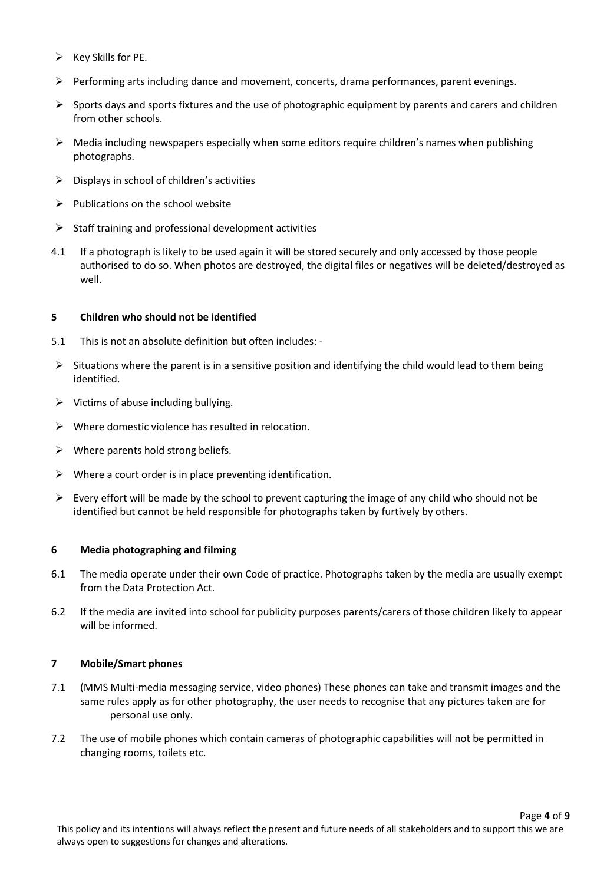- Key Skills for PE.
- Performing arts including dance and movement, concerts, drama performances, parent evenings.
- Sports days and sports fixtures and the use of photographic equipment by parents and carers and children from other schools.
- Media including newspapers especially when some editors require children's names when publishing photographs.
- Displays in school of children's activities
- Publications on the school website
- Staff training and professional development activities

4.1 If a photograph is likely to be used again it will be stored securely and only accessed by those people authorised to do so. When photos are destroyed, the digital files or negatives will be deleted/destroyed as well.

### 5 Children who should not be identified

5.1 This is not an absolute definition but often includes: -

- Situations where the parent is in a sensitive position and identifying the child would lead to them being identified.
- Victims of abuse including bullying.
- Where domestic violence has resulted in relocation.
- Where parents hold strong beliefs.
- Where a court order is in place preventing identification.
- Every effort will be made by the school to prevent capturing the image of any child who should not be identified but cannot be held responsible for photographs taken by furtively by others.

### 6 Media photographing and filming

6.1 The media operate under their own Code of practice. Photographs taken by the media are usually exempt from the Data Protection Act.

6.2 If the media are invited into school for publicity purposes parents/carers of those children likely to appear will be informed.

### 7 Mobile/Smart phones

7.1 (MMS Multi-media messaging service, video phones) These phones can take and transmit images and the same rules apply as for other photography, the user needs to recognise that any pictures taken are for personal use only.

7.2 The use of mobile phones which contain cameras of photographic capabilities will not be permitted in changing rooms, toilets etc.

This policy and its intentions will always reflect the present and future needs of all stakeholders and to support this we are always open to suggestions for changes and alterations.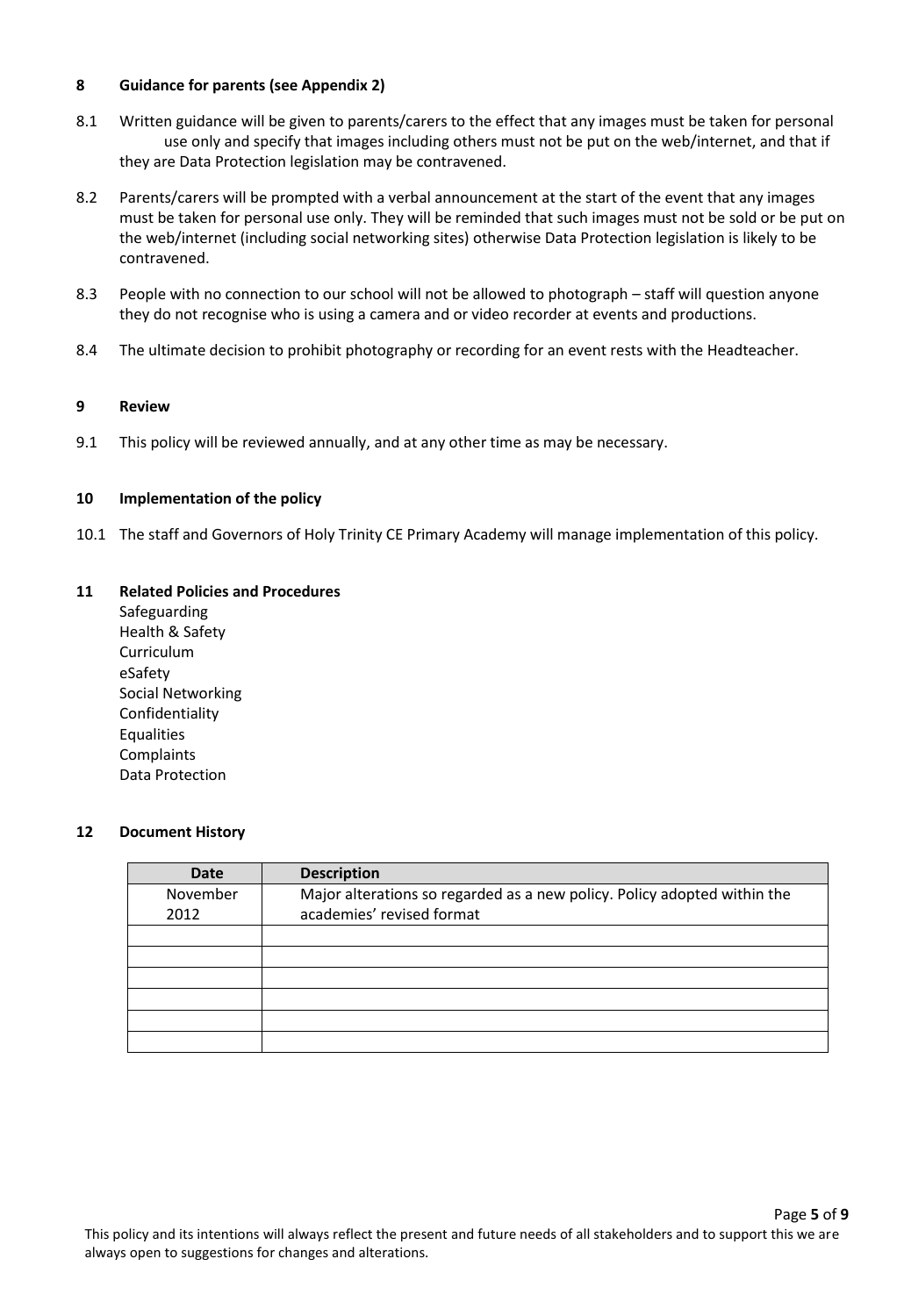## 8 Guidance for parents (see Appendix 2)

8.1 Written guidance will be given to parents/carers to the effect that any images must be taken for personal use only and specify that images including others must not be put on the web/internet, and that if they are Data Protection legislation may be contravened.

8.2 Parents/carers will be prompted with a verbal announcement at the start of the event that any images must be taken for personal use only. They will be reminded that such images must not be sold or be put on the web/internet (including social networking sites) otherwise Data Protection legislation is likely to be contravened.

8.3 People with no connection to our school will not be allowed to photograph – staff will question anyone they do not recognise who is using a camera and or video recorder at events and productions.

8.4 The ultimate decision to prohibit photography or recording for an event rests with the Headteacher.

## 9 Review

9.1 This policy will be reviewed annually, and at any other time as may be necessary.

## 10 Implementation of the policy

10.1 The staff and Governors of Holy Trinity CE Primary Academy will manage implementation of this policy.

## 11 Related Policies and Procedures

Safeguarding
Health & Safety
Curriculum
eSafety
Social Networking
Confidentiality
Equalities
Complaints
Data Protection

## 12 Document History

| Date | Description |
|---|---|
| November 2012 | Major alterations so regarded as a new policy. Policy adopted within the academies' revised format |
| | |
| | |
| | |
| | |
| | |
| | |

This policy and its intentions will always reflect the present and future needs of all stakeholders and to support this we are always open to suggestions for changes and alterations.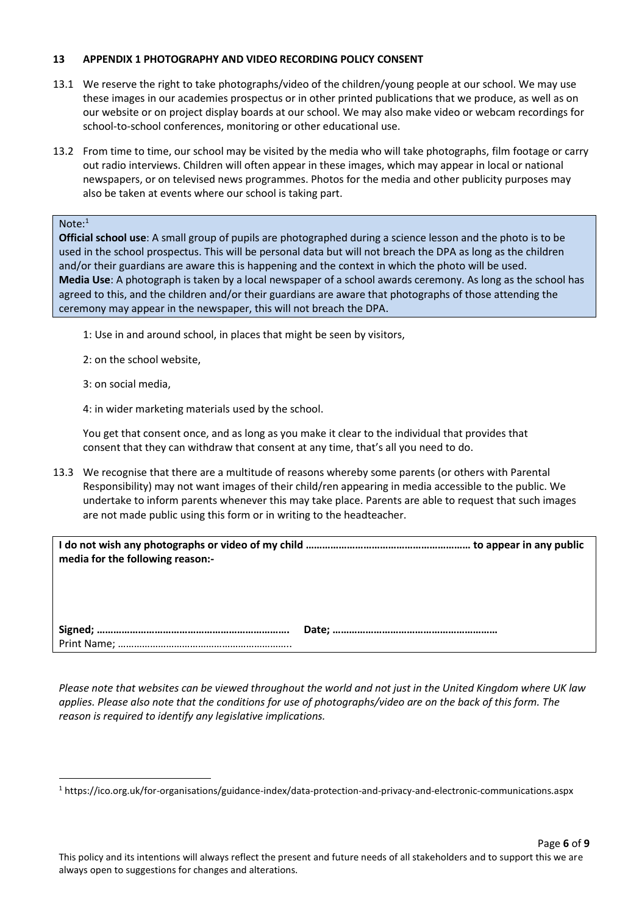## 13 APPENDIX 1 PHOTOGRAPHY AND VIDEO RECORDING POLICY CONSENT

13.1 We reserve the right to take photographs/video of the children/young people at our school. We may use these images in our academies prospectus or in other printed publications that we produce, as well as on our website or on project display boards at our school. We may also make video or webcam recordings for school-to-school conferences, monitoring or other educational use.

13.2 From time to time, our school may be visited by the media who will take photographs, film footage or carry out radio interviews. Children will often appear in these images, which may appear in local or national newspapers, or on televised news programmes. Photos for the media and other publicity purposes may also be taken at events where our school is taking part.

> Note:[1]
> **Official school use**: A small group of pupils are photographed during a science lesson and the photo is to be used in the school prospectus. This will be personal data but will not breach the DPA as long as the children and/or their guardians are aware this is happening and the context in which the photo will be used.
> **Media Use**: A photograph is taken by a local newspaper of a school awards ceremony. As long as the school has agreed to this, and the children and/or their guardians are aware that photographs of those attending the ceremony may appear in the newspaper, this will not breach the DPA.

1: Use in and around school, in places that might be seen by visitors,

2: on the school website,

3: on social media,

4: in wider marketing materials used by the school.

You get that consent once, and as long as you make it clear to the individual that provides that consent that they can withdraw that consent at any time, that's all you need to do.

13.3 We recognise that there are a multitude of reasons whereby some parents (or others with Parental Responsibility) may not want images of their child/ren appearing in media accessible to the public. We undertake to inform parents whenever this may take place. Parents are able to request that such images are not made public using this form or in writing to the headteacher.

**I do not wish any photographs or video of my child …………………………………………………… to appear in any public media for the following reason:-**

**Signed; …………………………………………………………….** **Date; ……………………………………………………**

Print Name; ………………………………………………………..

*Please note that websites can be viewed throughout the world and not just in the United Kingdom where UK law applies. Please also note that the conditions for use of photographs/video are on the back of this form. The reason is required to identify any legislative implications.*

[1] https://ico.org.uk/for-organisations/guidance-index/data-protection-and-privacy-and-electronic-communications.aspx

This policy and its intentions will always reflect the present and future needs of all stakeholders and to support this we are always open to suggestions for changes and alterations.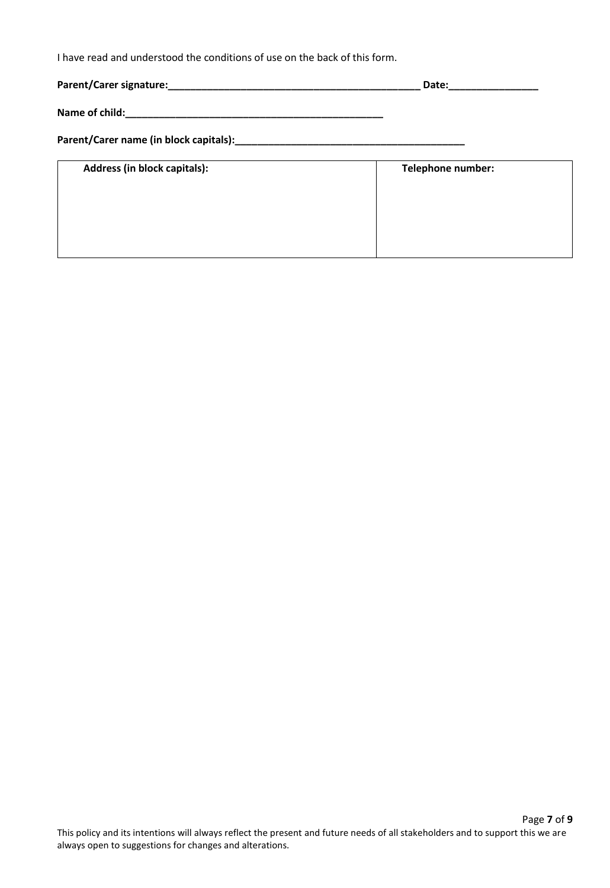I have read and understood the conditions of use on the back of this form.

**Parent/Carer signature:**_______________________________________________ **Date:**________________

**Name of child:**_________________________________________________

**Parent/Carer name (in block capitals):**___________________________________________

| Address (in block capitals): | Telephone number: |
| --- | --- |
| | |

This policy and its intentions will always reflect the present and future needs of all stakeholders and to support this we are always open to suggestions for changes and alterations.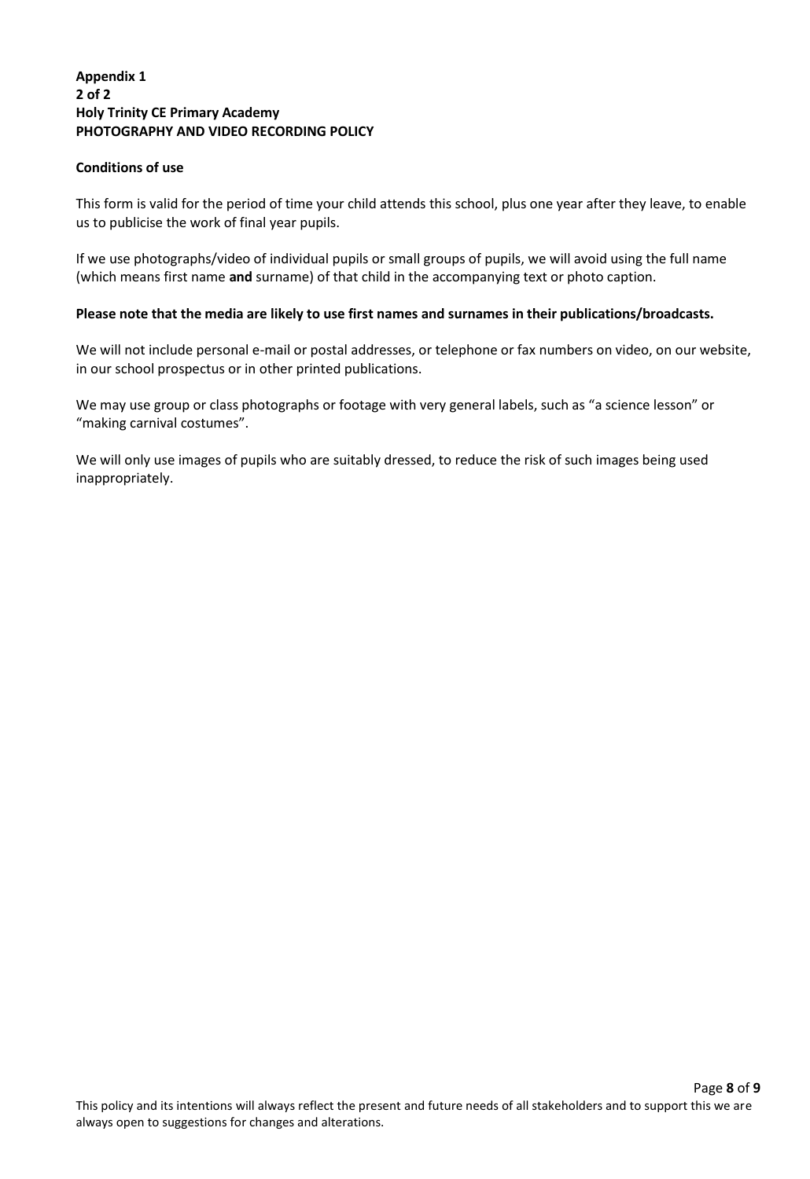**Appendix 1**
**2 of 2**
**Holy Trinity CE Primary Academy**
**PHOTOGRAPHY AND VIDEO RECORDING POLICY**

**Conditions of use**

This form is valid for the period of time your child attends this school, plus one year after they leave, to enable us to publicise the work of final year pupils.

If we use photographs/video of individual pupils or small groups of pupils, we will avoid using the full name (which means first name **and** surname) of that child in the accompanying text or photo caption.

**Please note that the media are likely to use first names and surnames in their publications/broadcasts.**

We will not include personal e-mail or postal addresses, or telephone or fax numbers on video, on our website, in our school prospectus or in other printed publications.

We may use group or class photographs or footage with very general labels, such as "a science lesson" or "making carnival costumes".

We will only use images of pupils who are suitably dressed, to reduce the risk of such images being used inappropriately.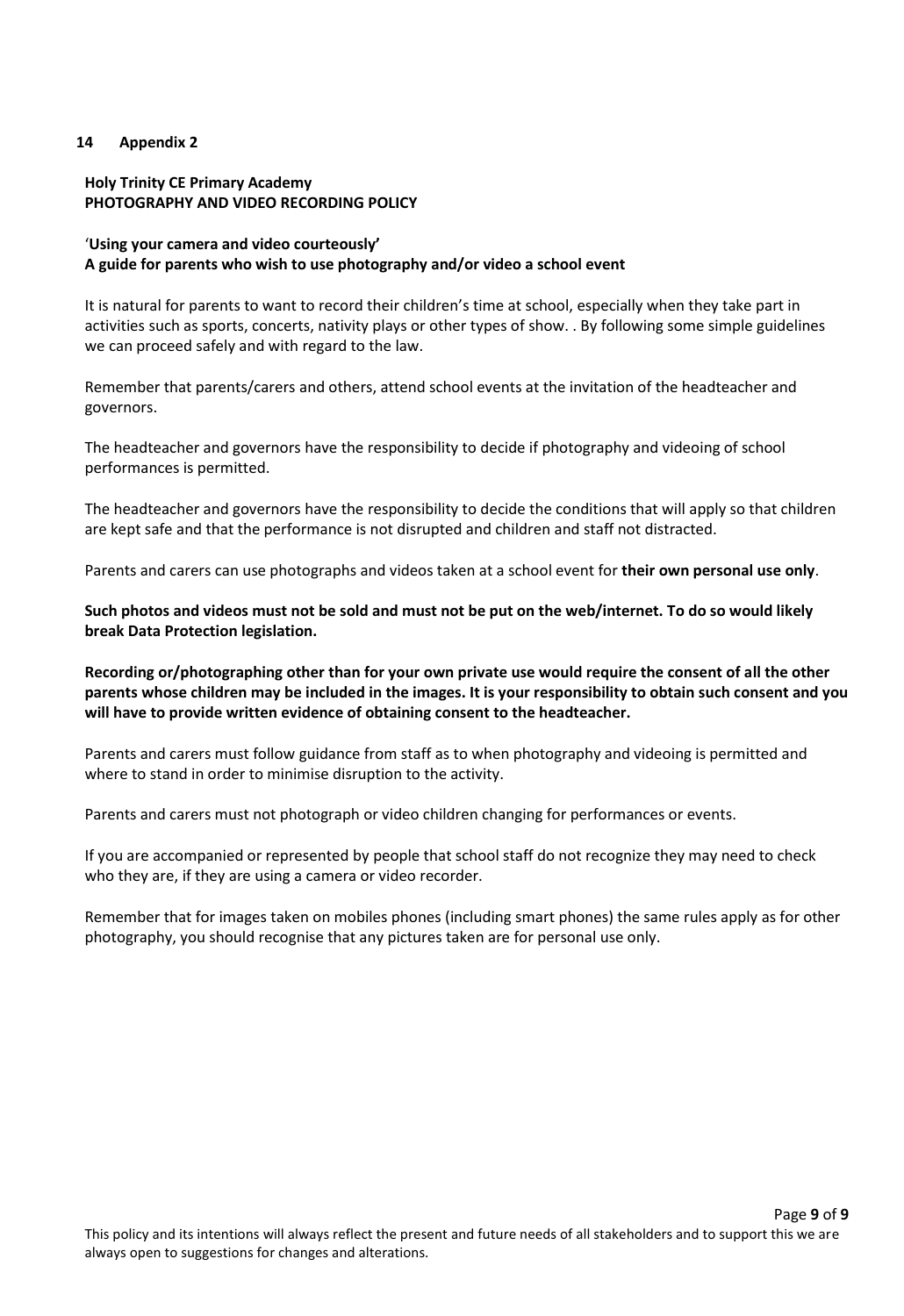## 14 Appendix 2

**Holy Trinity CE Primary Academy**
**PHOTOGRAPHY AND VIDEO RECORDING POLICY**

'**Using your camera and video courteously'**
**A guide for parents who wish to use photography and/or video a school event**

It is natural for parents to want to record their children's time at school, especially when they take part in activities such as sports, concerts, nativity plays or other types of show. . By following some simple guidelines we can proceed safely and with regard to the law.

Remember that parents/carers and others, attend school events at the invitation of the headteacher and governors.

The headteacher and governors have the responsibility to decide if photography and videoing of school performances is permitted.

The headteacher and governors have the responsibility to decide the conditions that will apply so that children are kept safe and that the performance is not disrupted and children and staff not distracted.

Parents and carers can use photographs and videos taken at a school event for **their own personal use only**.

**Such photos and videos must not be sold and must not be put on the web/internet. To do so would likely break Data Protection legislation.**

**Recording or/photographing other than for your own private use would require the consent of all the other parents whose children may be included in the images. It is your responsibility to obtain such consent and you will have to provide written evidence of obtaining consent to the headteacher.**

Parents and carers must follow guidance from staff as to when photography and videoing is permitted and where to stand in order to minimise disruption to the activity.

Parents and carers must not photograph or video children changing for performances or events.

If you are accompanied or represented by people that school staff do not recognize they may need to check who they are, if they are using a camera or video recorder.

Remember that for images taken on mobiles phones (including smart phones) the same rules apply as for other photography, you should recognise that any pictures taken are for personal use only.

This policy and its intentions will always reflect the present and future needs of all stakeholders and to support this we are always open to suggestions for changes and alterations.